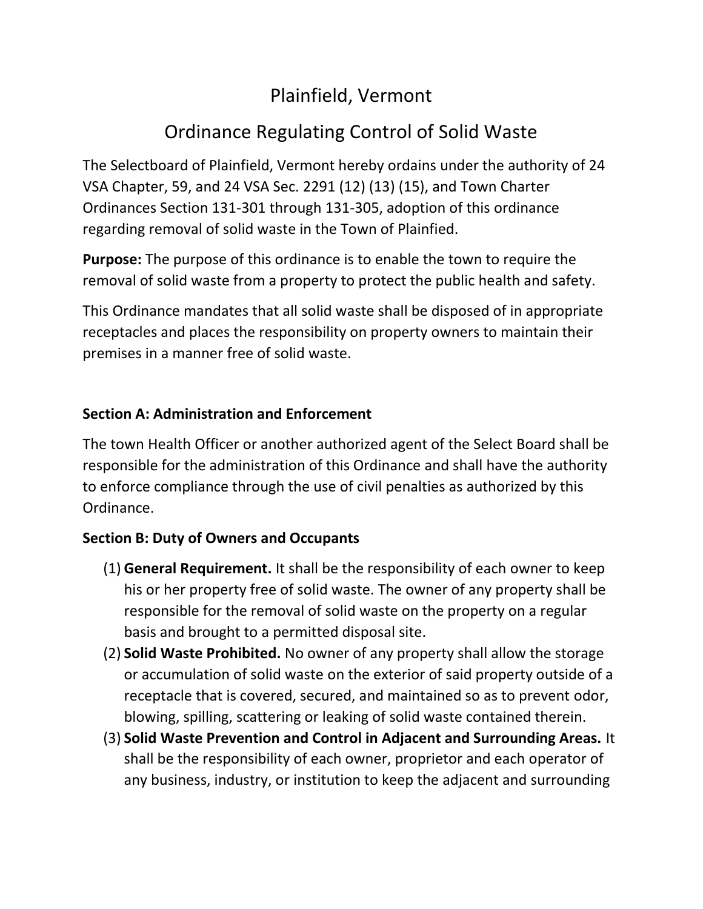# Plainfield, Vermont

# Ordinance Regulating Control of Solid Waste

The Selectboard of Plainfield, Vermont hereby ordains under the authority of 24 VSA Chapter, 59, and 24 VSA Sec. 2291 (12) (13) (15), and Town Charter Ordinances Section 131-301 through 131-305, adoption of this ordinance regarding removal of solid waste in the Town of Plainfied.

**Purpose:** The purpose of this ordinance is to enable the town to require the removal of solid waste from a property to protect the public health and safety.

This Ordinance mandates that all solid waste shall be disposed of in appropriate receptacles and places the responsibility on property owners to maintain their premises in a manner free of solid waste.

**Section A: Administration and Enforcement**

The town Health Officer or another authorized agent of the Select Board shall be responsible for the administration of this Ordinance and shall have the authority to enforce compliance through the use of civil penalties as authorized by this Ordinance.

**Section B: Duty of Owners and Occupants**

(1) **General Requirement.** It shall be the responsibility of each owner to keep his or her property free of solid waste. The owner of any property shall be responsible for the removal of solid waste on the property on a regular basis and brought to a permitted disposal site.

(2) **Solid Waste Prohibited.** No owner of any property shall allow the storage or accumulation of solid waste on the exterior of said property outside of a receptacle that is covered, secured, and maintained so as to prevent odor, blowing, spilling, scattering or leaking of solid waste contained therein.

(3) **Solid Waste Prevention and Control in Adjacent and Surrounding Areas.** It shall be the responsibility of each owner, proprietor and each operator of any business, industry, or institution to keep the adjacent and surrounding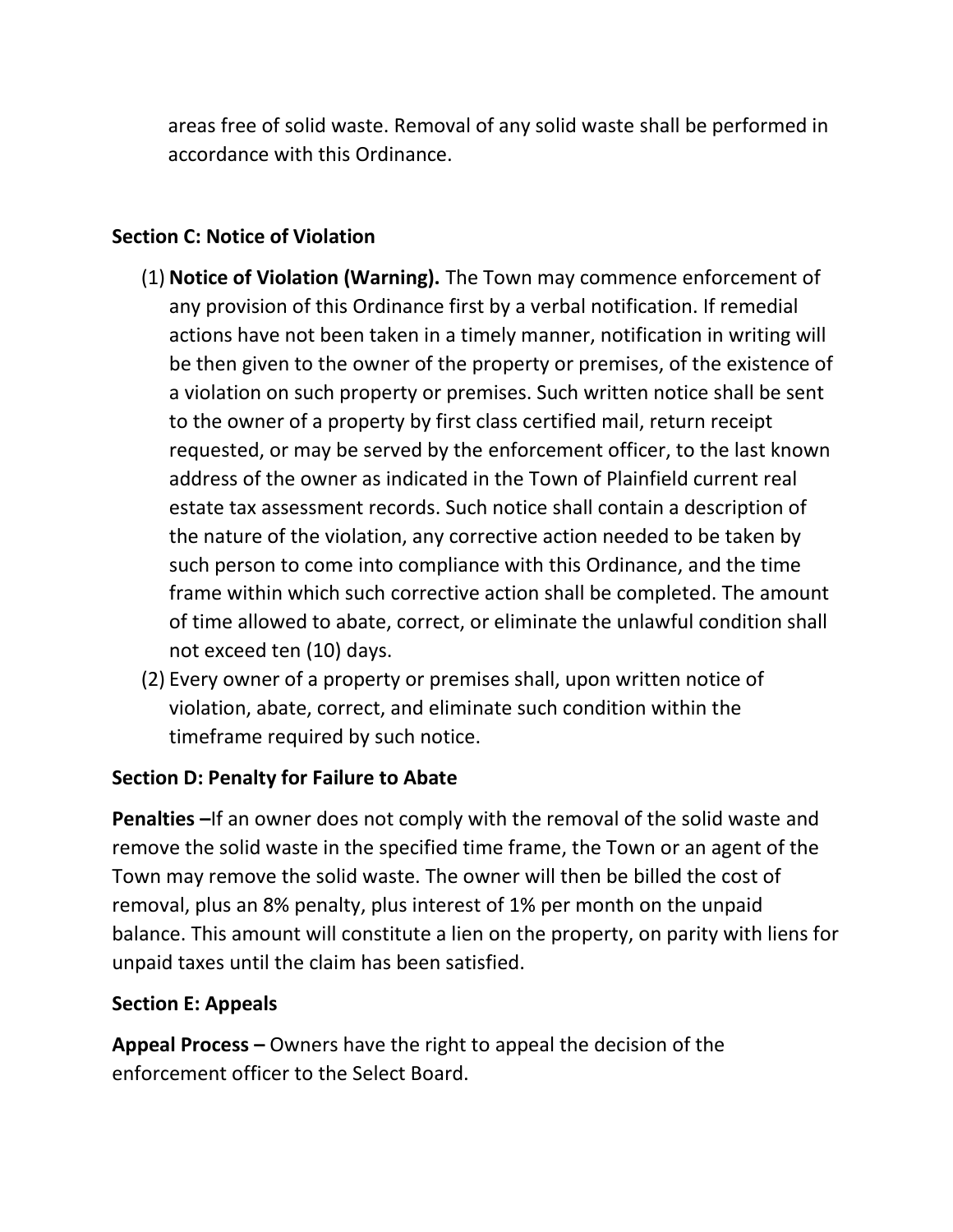areas free of solid waste. Removal of any solid waste shall be performed in accordance with this Ordinance.

**Section C: Notice of Violation**

(1) **Notice of Violation (Warning).** The Town may commence enforcement of any provision of this Ordinance first by a verbal notification. If remedial actions have not been taken in a timely manner, notification in writing will be then given to the owner of the property or premises, of the existence of a violation on such property or premises. Such written notice shall be sent to the owner of a property by first class certified mail, return receipt requested, or may be served by the enforcement officer, to the last known address of the owner as indicated in the Town of Plainfield current real estate tax assessment records. Such notice shall contain a description of the nature of the violation, any corrective action needed to be taken by such person to come into compliance with this Ordinance, and the time frame within which such corrective action shall be completed. The amount of time allowed to abate, correct, or eliminate the unlawful condition shall not exceed ten (10) days.

(2) Every owner of a property or premises shall, upon written notice of violation, abate, correct, and eliminate such condition within the timeframe required by such notice.

**Section D: Penalty for Failure to Abate**

**Penalties –**If an owner does not comply with the removal of the solid waste and remove the solid waste in the specified time frame, the Town or an agent of the Town may remove the solid waste. The owner will then be billed the cost of removal, plus an 8% penalty, plus interest of 1% per month on the unpaid balance. This amount will constitute a lien on the property, on parity with liens for unpaid taxes until the claim has been satisfied.

**Section E: Appeals**

**Appeal Process –** Owners have the right to appeal the decision of the enforcement officer to the Select Board.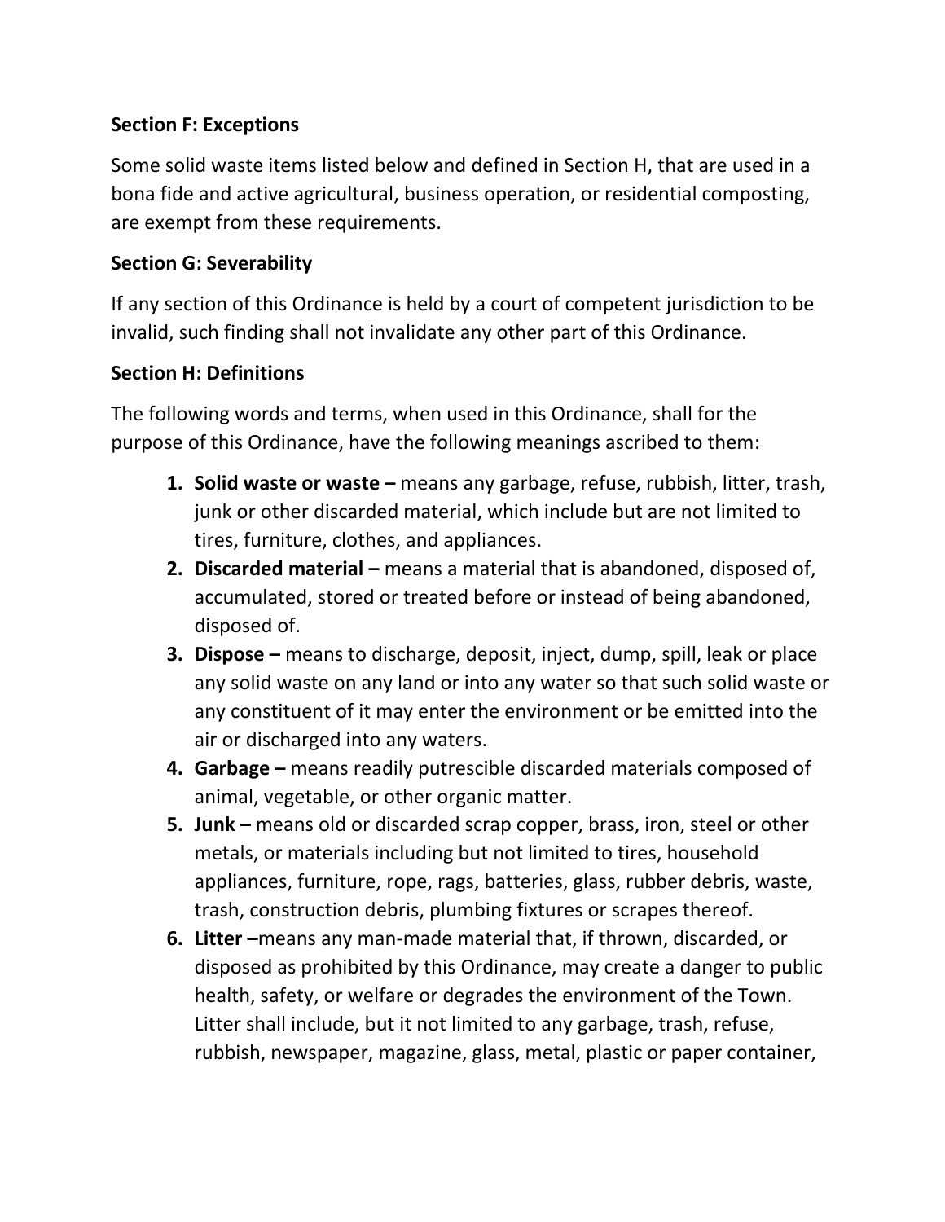**Section F: Exceptions**

Some solid waste items listed below and defined in Section H, that are used in a bona fide and active agricultural, business operation, or residential composting, are exempt from these requirements.

**Section G: Severability**

If any section of this Ordinance is held by a court of competent jurisdiction to be invalid, such finding shall not invalidate any other part of this Ordinance.

**Section H: Definitions**

The following words and terms, when used in this Ordinance, shall for the purpose of this Ordinance, have the following meanings ascribed to them:

1. **Solid waste or waste –** means any garbage, refuse, rubbish, litter, trash, junk or other discarded material, which include but are not limited to tires, furniture, clothes, and appliances.
2. **Discarded material –** means a material that is abandoned, disposed of, accumulated, stored or treated before or instead of being abandoned, disposed of.
3. **Dispose –** means to discharge, deposit, inject, dump, spill, leak or place any solid waste on any land or into any water so that such solid waste or any constituent of it may enter the environment or be emitted into the air or discharged into any waters.
4. **Garbage –** means readily putrescible discarded materials composed of animal, vegetable, or other organic matter.
5. **Junk –** means old or discarded scrap copper, brass, iron, steel or other metals, or materials including but not limited to tires, household appliances, furniture, rope, rags, batteries, glass, rubber debris, waste, trash, construction debris, plumbing fixtures or scrapes thereof.
6. **Litter –**means any man-made material that, if thrown, discarded, or disposed as prohibited by this Ordinance, may create a danger to public health, safety, or welfare or degrades the environment of the Town. Litter shall include, but it not limited to any garbage, trash, refuse, rubbish, newspaper, magazine, glass, metal, plastic or paper container,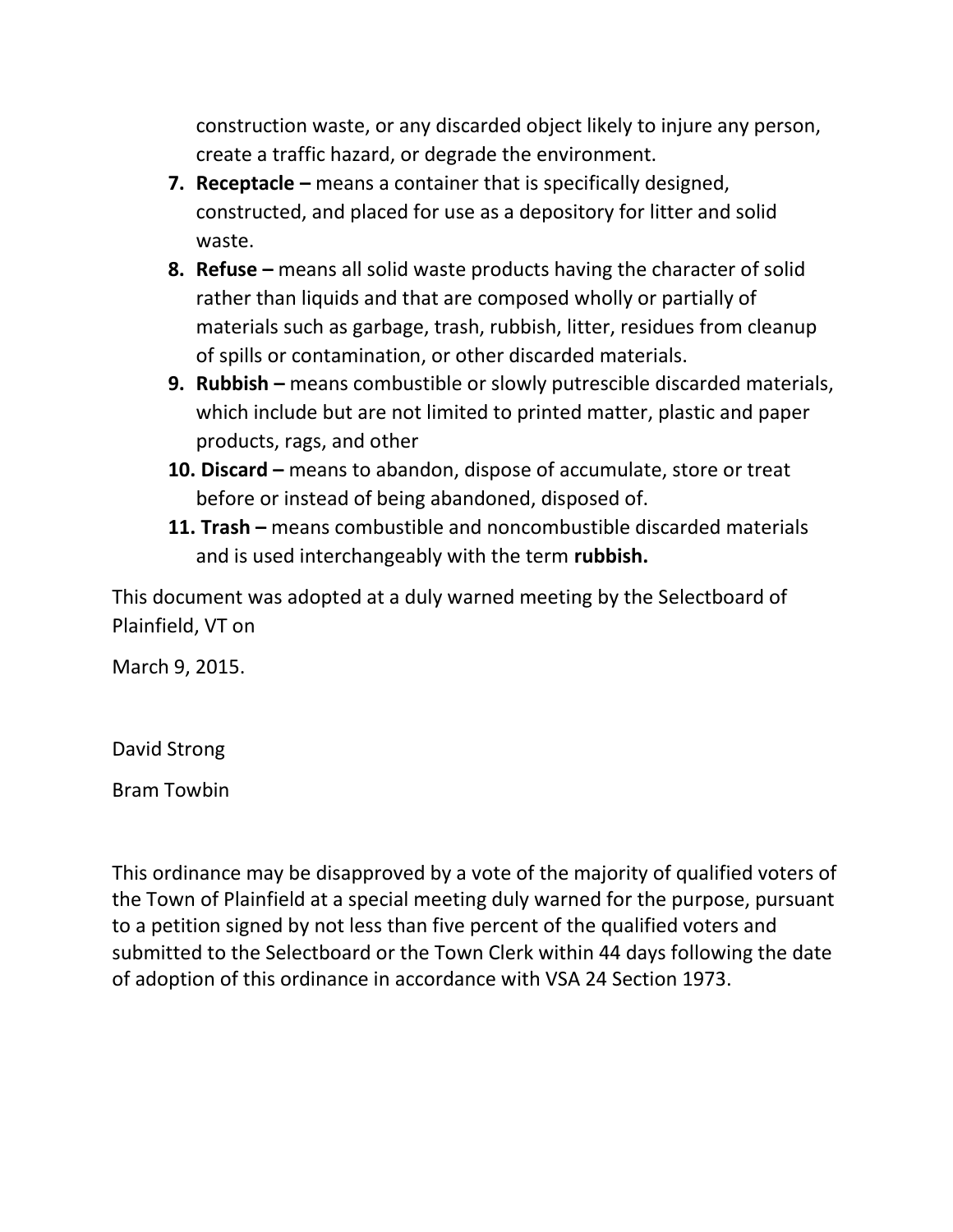construction waste, or any discarded object likely to injure any person, create a traffic hazard, or degrade the environment.

7. **Receptacle –** means a container that is specifically designed, constructed, and placed for use as a depository for litter and solid waste.
8. **Refuse –** means all solid waste products having the character of solid rather than liquids and that are composed wholly or partially of materials such as garbage, trash, rubbish, litter, residues from cleanup of spills or contamination, or other discarded materials.
9. **Rubbish –** means combustible or slowly putrescible discarded materials, which include but are not limited to printed matter, plastic and paper products, rags, and other
10. **Discard –** means to abandon, dispose of accumulate, store or treat before or instead of being abandoned, disposed of.
11. **Trash –** means combustible and noncombustible discarded materials and is used interchangeably with the term **rubbish.**

This document was adopted at a duly warned meeting by the Selectboard of Plainfield, VT on

March 9, 2015.

David Strong

Bram Towbin

This ordinance may be disapproved by a vote of the majority of qualified voters of the Town of Plainfield at a special meeting duly warned for the purpose, pursuant to a petition signed by not less than five percent of the qualified voters and submitted to the Selectboard or the Town Clerk within 44 days following the date of adoption of this ordinance in accordance with VSA 24 Section 1973.